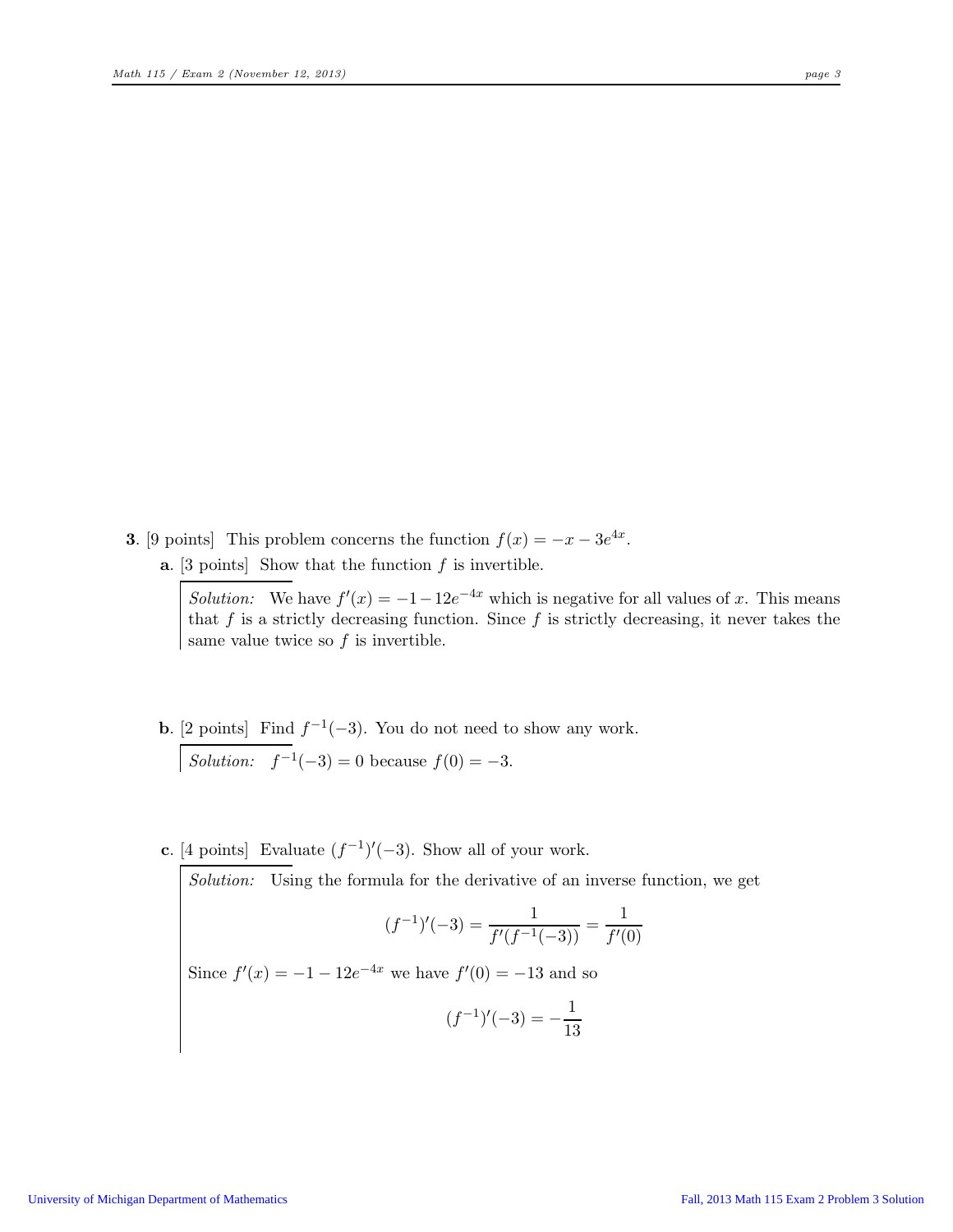**3**. [9 points] This problem concerns the function $f(x) = -x - 3e^{4x}$.

**a**. [3 points] Show that the function $f$ is invertible.

*Solution:* We have $f'(x) = -1 - 12e^{-4x}$ which is negative for all values of $x$. This means that $f$ is a strictly decreasing function. Since $f$ is strictly decreasing, it never takes the same value twice so $f$ is invertible.

**b**. [2 points] Find $f^{-1}(-3)$. You do not need to show any work.

*Solution:* $f^{-1}(-3) = 0$ because $f(0) = -3$.

**c**. [4 points] Evaluate $(f^{-1})'(-3)$. Show all of your work.

*Solution:* Using the formula for the derivative of an inverse function, we get

$$(f^{-1})'(-3) = \frac{1}{f'(f^{-1}(-3))} = \frac{1}{f'(0)}$$

Since $f'(x) = -1 - 12e^{-4x}$ we have $f'(0) = -13$ and so

$$(f^{-1})'(-3) = -\frac{1}{13}$$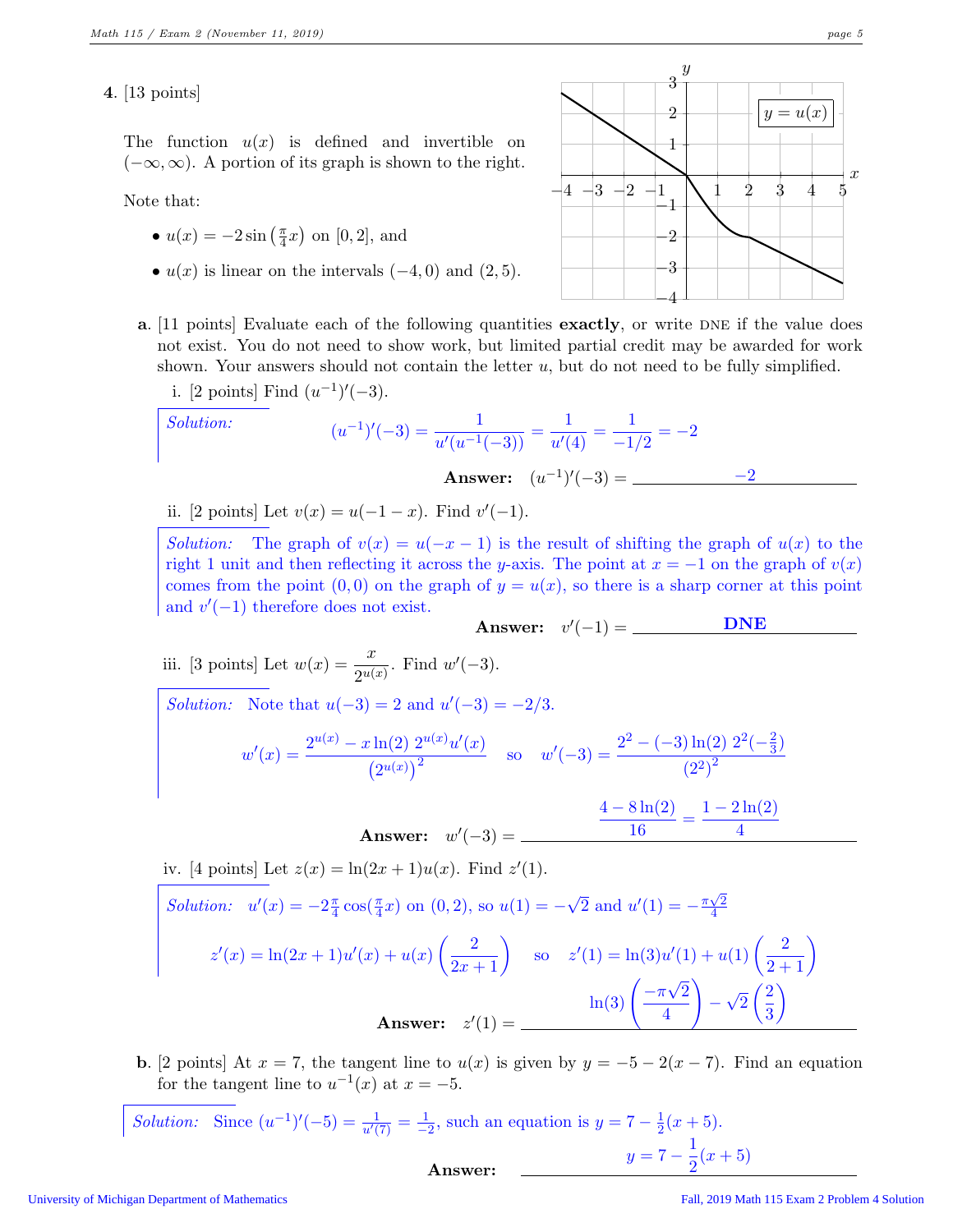**4**. [13 points]

The function $u(x)$ is defined and invertible on $(-\infty, \infty)$. A portion of its graph is shown to the right.

Note that:

- $u(x) = -2\sin\left(\frac{\pi}{4}x\right)$ on $[0, 2]$, and
- $u(x)$ is linear on the intervals $(-4, 0)$ and $(2, 5)$.

$y = u(x)$

**a**. [11 points] Evaluate each of the following quantities **exactly**, or write DNE if the value does not exist. You do not need to show work, but limited partial credit may be awarded for work shown. Your answers should not contain the letter $u$, but do not need to be fully simplified.

i. [2 points] Find $(u^{-1})'(-3)$.

*Solution:*

$$(u^{-1})'(-3) = \frac{1}{u'(u^{-1}(-3))} = \frac{1}{u'(4)} = \frac{1}{-1/2} = -2$$

**Answer:** $(u^{-1})'(-3) = $ $-2$

ii. [2 points] Let $v(x) = u(-1 - x)$. Find $v'(-1)$.

*Solution:* The graph of $v(x) = u(-x - 1)$ is the result of shifting the graph of $u(x)$ to the right 1 unit and then reflecting it across the $y$-axis. The point at $x = -1$ on the graph of $v(x)$ comes from the point $(0, 0)$ on the graph of $y = u(x)$, so there is a sharp corner at this point and $v'(-1)$ therefore does not exist.

**Answer:** $v'(-1) = $ **DNE**

iii. [3 points] Let $w(x) = \dfrac{x}{2^{u(x)}}$. Find $w'(-3)$.

*Solution:* Note that $u(-3) = 2$ and $u'(-3) = -2/3$.

$$w'(x) = \frac{2^{u(x)} - x\ln(2)\,2^{u(x)}u'(x)}{\left(2^{u(x)}\right)^2} \quad \text{so} \quad w'(-3) = \frac{2^2 - (-3)\ln(2)\,2^2(-\frac{2}{3})}{\left(2^2\right)^2}$$

**Answer:** $w'(-3) = $ $\dfrac{4 - 8\ln(2)}{16} = \dfrac{1 - 2\ln(2)}{4}$

iv. [4 points] Let $z(x) = \ln(2x + 1)u(x)$. Find $z'(1)$.

*Solution:* $u'(x) = -2\frac{\pi}{4}\cos(\frac{\pi}{4}x)$ on $(0, 2)$, so $u(1) = -\sqrt{2}$ and $u'(1) = -\frac{\pi\sqrt{2}}{4}$

$$z'(x) = \ln(2x + 1)u'(x) + u(x)\left(\frac{2}{2x + 1}\right) \quad \text{so} \quad z'(1) = \ln(3)u'(1) + u(1)\left(\frac{2}{2 + 1}\right)$$

**Answer:** $z'(1) = $ $\ln(3)\left(\dfrac{-\pi\sqrt{2}}{4}\right) - \sqrt{2}\left(\dfrac{2}{3}\right)$

**b**. [2 points] At $x = 7$, the tangent line to $u(x)$ is given by $y = -5 - 2(x - 7)$. Find an equation for the tangent line to $u^{-1}(x)$ at $x = -5$.

*Solution:* Since $(u^{-1})'(-5) = \frac{1}{u'(7)} = \frac{1}{-2}$, such an equation is $y = 7 - \frac{1}{2}(x + 5)$.

**Answer:** $y = 7 - \dfrac{1}{2}(x + 5)$